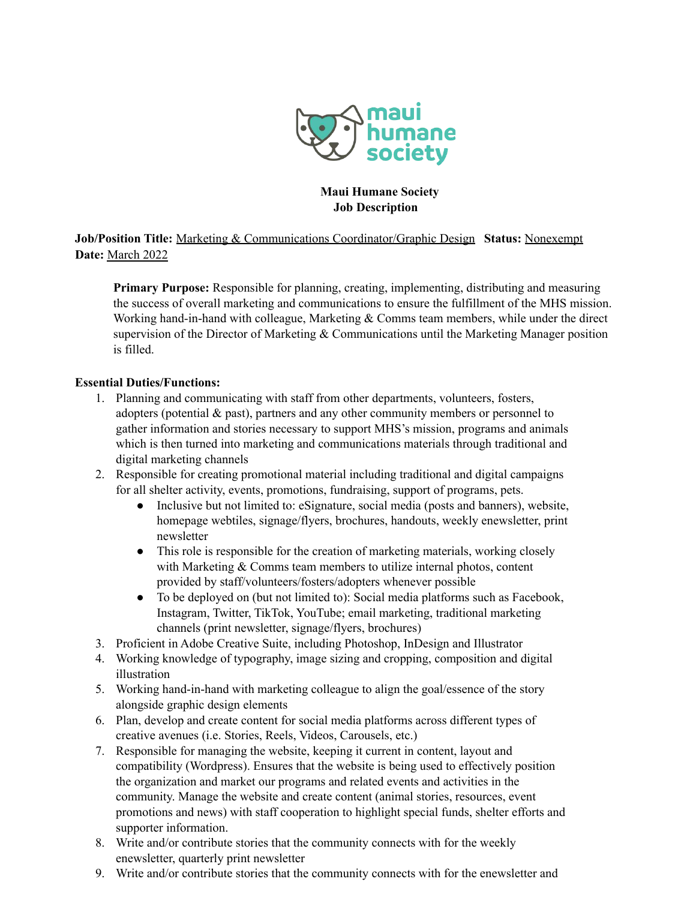**Maui Humane Society**
**Job Description**

**Job/Position Title:** Marketing & Communications Coordinator/Graphic Design **Status:** Nonexempt
**Date:** March 2022

**Primary Purpose:** Responsible for planning, creating, implementing, distributing and measuring the success of overall marketing and communications to ensure the fulfillment of the MHS mission. Working hand-in-hand with colleague, Marketing & Comms team members, while under the direct supervision of the Director of Marketing & Communications until the Marketing Manager position is filled.

**Essential Duties/Functions:**

1. Planning and communicating with staff from other departments, volunteers, fosters, adopters (potential & past), partners and any other community members or personnel to gather information and stories necessary to support MHS's mission, programs and animals which is then turned into marketing and communications materials through traditional and digital marketing channels
2. Responsible for creating promotional material including traditional and digital campaigns for all shelter activity, events, promotions, fundraising, support of programs, pets.
   - Inclusive but not limited to: eSignature, social media (posts and banners), website, homepage webtiles, signage/flyers, brochures, handouts, weekly enewsletter, print newsletter
   - This role is responsible for the creation of marketing materials, working closely with Marketing & Comms team members to utilize internal photos, content provided by staff/volunteers/fosters/adopters whenever possible
   - To be deployed on (but not limited to): Social media platforms such as Facebook, Instagram, Twitter, TikTok, YouTube; email marketing, traditional marketing channels (print newsletter, signage/flyers, brochures)
3. Proficient in Adobe Creative Suite, including Photoshop, InDesign and Illustrator
4. Working knowledge of typography, image sizing and cropping, composition and digital illustration
5. Working hand-in-hand with marketing colleague to align the goal/essence of the story alongside graphic design elements
6. Plan, develop and create content for social media platforms across different types of creative avenues (i.e. Stories, Reels, Videos, Carousels, etc.)
7. Responsible for managing the website, keeping it current in content, layout and compatibility (Wordpress). Ensures that the website is being used to effectively position the organization and market our programs and related events and activities in the community. Manage the website and create content (animal stories, resources, event promotions and news) with staff cooperation to highlight special funds, shelter efforts and supporter information.
8. Write and/or contribute stories that the community connects with for the weekly enewsletter, quarterly print newsletter
9. Write and/or contribute stories that the community connects with for the enewsletter and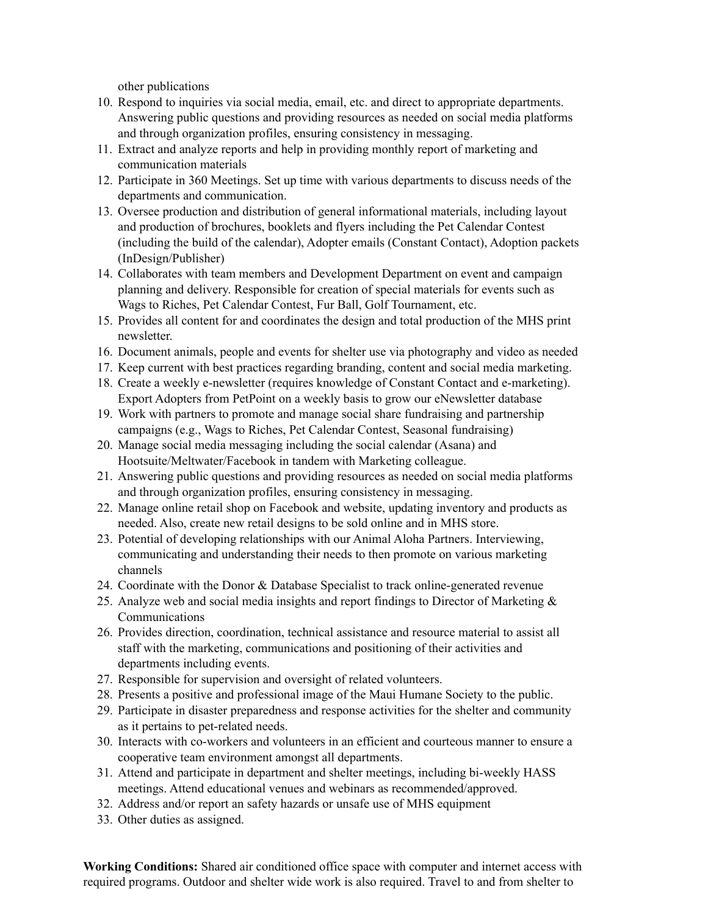other publications

10. Respond to inquiries via social media, email, etc. and direct to appropriate departments. Answering public questions and providing resources as needed on social media platforms and through organization profiles, ensuring consistency in messaging.
11. Extract and analyze reports and help in providing monthly report of marketing and communication materials
12. Participate in 360 Meetings. Set up time with various departments to discuss needs of the departments and communication.
13. Oversee production and distribution of general informational materials, including layout and production of brochures, booklets and flyers including the Pet Calendar Contest (including the build of the calendar), Adopter emails (Constant Contact), Adoption packets (InDesign/Publisher)
14. Collaborates with team members and Development Department on event and campaign planning and delivery. Responsible for creation of special materials for events such as Wags to Riches, Pet Calendar Contest, Fur Ball, Golf Tournament, etc.
15. Provides all content for and coordinates the design and total production of the MHS print newsletter.
16. Document animals, people and events for shelter use via photography and video as needed
17. Keep current with best practices regarding branding, content and social media marketing.
18. Create a weekly e-newsletter (requires knowledge of Constant Contact and e-marketing). Export Adopters from PetPoint on a weekly basis to grow our eNewsletter database
19. Work with partners to promote and manage social share fundraising and partnership campaigns (e.g., Wags to Riches, Pet Calendar Contest, Seasonal fundraising)
20. Manage social media messaging including the social calendar (Asana) and Hootsuite/Meltwater/Facebook in tandem with Marketing colleague.
21. Answering public questions and providing resources as needed on social media platforms and through organization profiles, ensuring consistency in messaging.
22. Manage online retail shop on Facebook and website, updating inventory and products as needed. Also, create new retail designs to be sold online and in MHS store.
23. Potential of developing relationships with our Animal Aloha Partners. Interviewing, communicating and understanding their needs to then promote on various marketing channels
24. Coordinate with the Donor & Database Specialist to track online-generated revenue
25. Analyze web and social media insights and report findings to Director of Marketing & Communications
26. Provides direction, coordination, technical assistance and resource material to assist all staff with the marketing, communications and positioning of their activities and departments including events.
27. Responsible for supervision and oversight of related volunteers.
28. Presents a positive and professional image of the Maui Humane Society to the public.
29. Participate in disaster preparedness and response activities for the shelter and community as it pertains to pet-related needs.
30. Interacts with co-workers and volunteers in an efficient and courteous manner to ensure a cooperative team environment amongst all departments.
31. Attend and participate in department and shelter meetings, including bi-weekly HASS meetings. Attend educational venues and webinars as recommended/approved.
32. Address and/or report an safety hazards or unsafe use of MHS equipment
33. Other duties as assigned.

**Working Conditions:** Shared air conditioned office space with computer and internet access with required programs. Outdoor and shelter wide work is also required. Travel to and from shelter to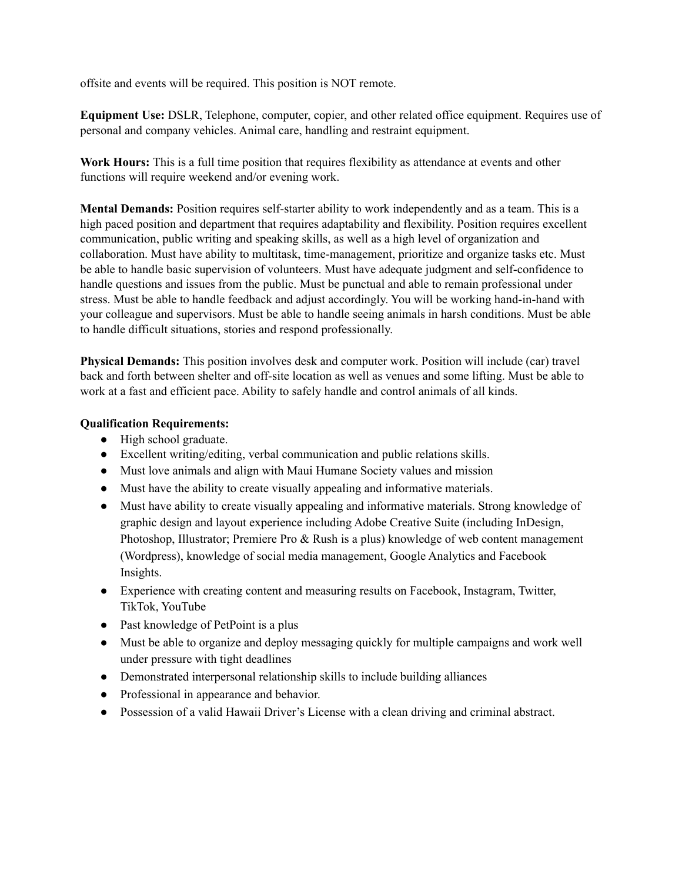offsite and events will be required. This position is NOT remote.

**Equipment Use:** DSLR, Telephone, computer, copier, and other related office equipment. Requires use of personal and company vehicles. Animal care, handling and restraint equipment.

**Work Hours:** This is a full time position that requires flexibility as attendance at events and other functions will require weekend and/or evening work.

**Mental Demands:** Position requires self-starter ability to work independently and as a team. This is a high paced position and department that requires adaptability and flexibility. Position requires excellent communication, public writing and speaking skills, as well as a high level of organization and collaboration. Must have ability to multitask, time-management, prioritize and organize tasks etc. Must be able to handle basic supervision of volunteers. Must have adequate judgment and self-confidence to handle questions and issues from the public. Must be punctual and able to remain professional under stress. Must be able to handle feedback and adjust accordingly. You will be working hand-in-hand with your colleague and supervisors. Must be able to handle seeing animals in harsh conditions. Must be able to handle difficult situations, stories and respond professionally.

**Physical Demands:** This position involves desk and computer work. Position will include (car) travel back and forth between shelter and off-site location as well as venues and some lifting. Must be able to work at a fast and efficient pace. Ability to safely handle and control animals of all kinds.

**Qualification Requirements:**

- High school graduate.
- Excellent writing/editing, verbal communication and public relations skills.
- Must love animals and align with Maui Humane Society values and mission
- Must have the ability to create visually appealing and informative materials.
- Must have ability to create visually appealing and informative materials. Strong knowledge of graphic design and layout experience including Adobe Creative Suite (including InDesign, Photoshop, Illustrator; Premiere Pro & Rush is a plus) knowledge of web content management (Wordpress), knowledge of social media management, Google Analytics and Facebook Insights.
- Experience with creating content and measuring results on Facebook, Instagram, Twitter, TikTok, YouTube
- Past knowledge of PetPoint is a plus
- Must be able to organize and deploy messaging quickly for multiple campaigns and work well under pressure with tight deadlines
- Demonstrated interpersonal relationship skills to include building alliances
- Professional in appearance and behavior.
- Possession of a valid Hawaii Driver's License with a clean driving and criminal abstract.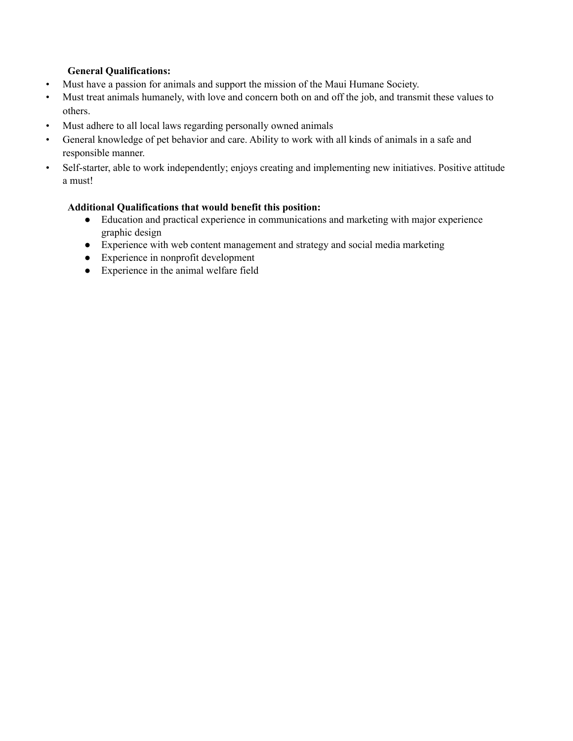**General Qualifications:**

- Must have a passion for animals and support the mission of the Maui Humane Society.
- Must treat animals humanely, with love and concern both on and off the job, and transmit these values to others.
- Must adhere to all local laws regarding personally owned animals
- General knowledge of pet behavior and care. Ability to work with all kinds of animals in a safe and responsible manner.
- Self-starter, able to work independently; enjoys creating and implementing new initiatives. Positive attitude a must!

**Additional Qualifications that would benefit this position:**

- Education and practical experience in communications and marketing with major experience graphic design
- Experience with web content management and strategy and social media marketing
- Experience in nonprofit development
- Experience in the animal welfare field